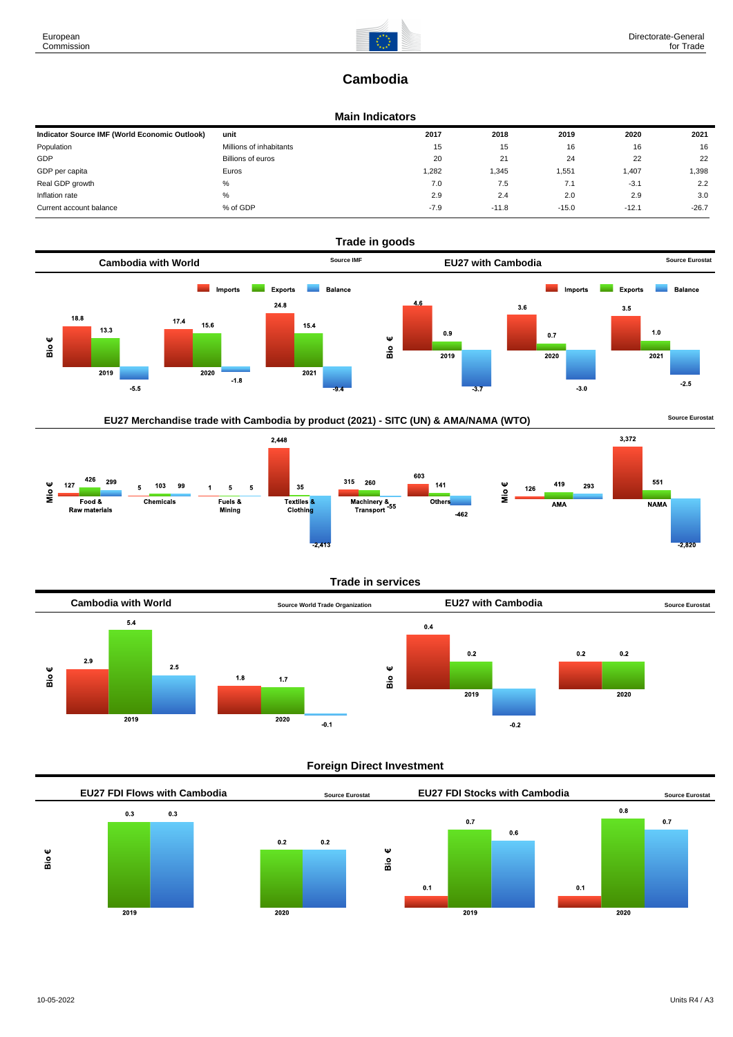# Cambodia

## Main Indicators

| Indicator Source IMF (World Economic Outlook) | unit | 2017 | 2018 | 2019 | 2020 | 2021 |
|---|---|---|---|---|---|---|
| Population | Millions of inhabitants | 15 | 15 | 16 | 16 | 16 |
| GDP | Billions of euros | 20 | 21 | 24 | 22 | 22 |
| GDP per capita | Euros | 1,282 | 1,345 | 1,551 | 1,407 | 1,398 |
| Real GDP growth | % | 7.0 | 7.5 | 7.1 | -3.1 | 2.2 |
| Inflation rate | % | 2.9 | 2.4 | 2.0 | 2.9 | 3.0 |
| Current account balance | % of GDP | -7.9 | -11.8 | -15.0 | -12.1 | -26.7 |

## Trade in goods

### Cambodia with World

Source IMF

Bio €

| | Imports | Exports | Balance |
|---|---|---|---|
| 2019 | 18.8 | 13.3 | -5.5 |
| 2020 | 17.4 | 15.6 | -1.8 |
| 2021 | 24.8 | 15.4 | -9.4 |

### EU27 with Cambodia

Source Eurostat

Bio €

| | Imports | Exports | Balance |
|---|---|---|---|
| 2019 | 4.6 | 0.9 | -3.7 |
| 2020 | 3.6 | 0.7 | -3.0 |
| 2021 | 3.5 | 1.0 | -2.5 |

### EU27 Merchandise trade with Cambodia by product (2021) - SITC (UN) & AMA/NAMA (WTO)

Source Eurostat

Mio €

| | Imports | Exports | Balance |
|---|---|---|---|
| Food & Raw materials | 127 | 426 | 299 |
| Chemicals | 5 | 103 | 99 |
| Fuels & Mining | 1 | 5 | 5 |
| Textiles & Clothing | 2,448 | 35 | -2,413 |
| Machinery & Transport | 315 | 260 | -55 |
| Others | 603 | 141 | -462 |

Mio €

| | Imports | Exports | Balance |
|---|---|---|---|
| AMA | 126 | 419 | 293 |
| NAMA | 3,372 | 551 | -2,820 |

## Trade in services

### Cambodia with World

Source World Trade Organization

Bio €

| | Imports | Exports | Balance |
|---|---|---|---|
| 2019 | 2.9 | 5.4 | 2.5 |
| 2020 | 1.8 | 1.7 | -0.1 |

### EU27 with Cambodia

Source Eurostat

Bio €

| | Imports | Exports | Balance |
|---|---|---|---|
| 2019 | 0.4 | 0.2 | -0.2 |
| 2020 | 0.2 | 0.2 | |

## Foreign Direct Investment

### EU27 FDI Flows with Cambodia

Source Eurostat

Bio €

| | | |
|---|---|---|
| 2019 | 0.3 | 0.3 |
| 2020 | 0.2 | 0.2 |

### EU27 FDI Stocks with Cambodia

Source Eurostat

Bio €

| | | | |
|---|---|---|---|
| 2019 | 0.1 | 0.7 | 0.6 |
| 2020 | 0.1 | 0.8 | 0.7 |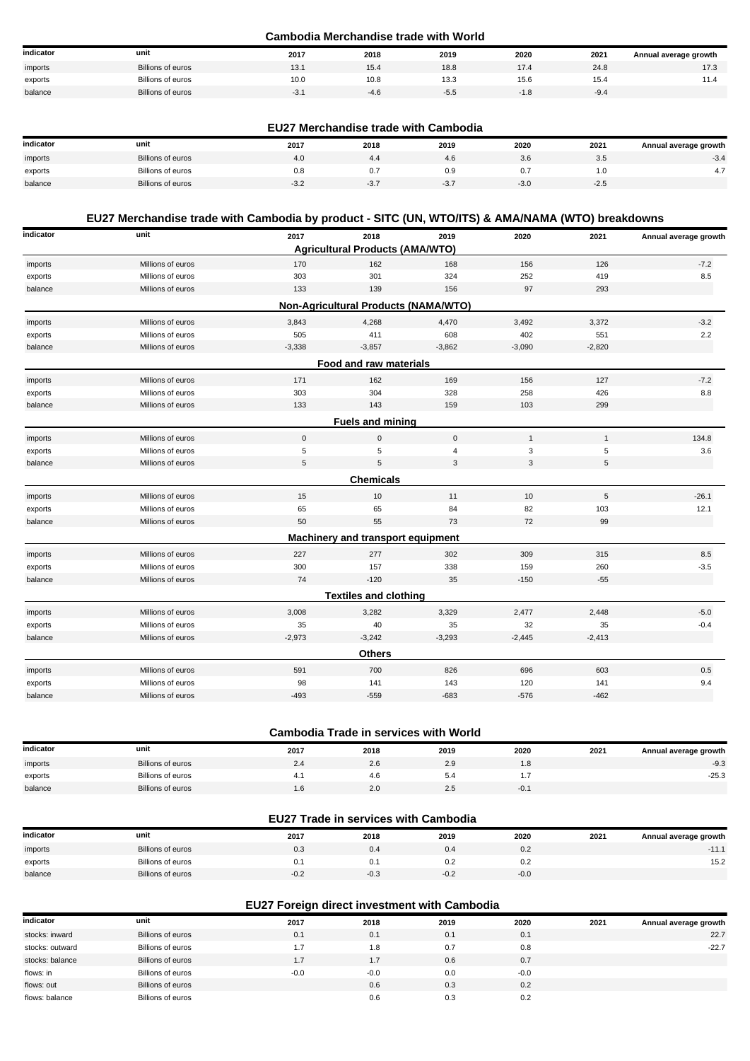### Cambodia Merchandise trade with World

| indicator | unit | 2017 | 2018 | 2019 | 2020 | 2021 | Annual average growth |
|---|---|---|---|---|---|---|---|
| imports | Billions of euros | 13.1 | 15.4 | 18.8 | 17.4 | 24.8 | 17.3 |
| exports | Billions of euros | 10.0 | 10.8 | 13.3 | 15.6 | 15.4 | 11.4 |
| balance | Billions of euros | -3.1 | -4.6 | -5.5 | -1.8 | -9.4 | |

### EU27 Merchandise trade with Cambodia

| indicator | unit | 2017 | 2018 | 2019 | 2020 | 2021 | Annual average growth |
|---|---|---|---|---|---|---|---|
| imports | Billions of euros | 4.0 | 4.4 | 4.6 | 3.6 | 3.5 | -3.4 |
| exports | Billions of euros | 0.8 | 0.7 | 0.9 | 0.7 | 1.0 | 4.7 |
| balance | Billions of euros | -3.2 | -3.7 | -3.7 | -3.0 | -2.5 | |

### EU27 Merchandise trade with Cambodia by product - SITC (UN, WTO/ITS) & AMA/NAMA (WTO) breakdowns

| indicator | unit | 2017 | 2018 | 2019 | 2020 | 2021 | Annual average growth |
|---|---|---|---|---|---|---|---|
| | | | **Agricultural Products (AMA/WTO)** | | | | |
| imports | Millions of euros | 170 | 162 | 168 | 156 | 126 | -7.2 |
| exports | Millions of euros | 303 | 301 | 324 | 252 | 419 | 8.5 |
| balance | Millions of euros | 133 | 139 | 156 | 97 | 293 | |
| | | | **Non-Agricultural Products (NAMA/WTO)** | | | | |
| imports | Millions of euros | 3,843 | 4,268 | 4,470 | 3,492 | 3,372 | -3.2 |
| exports | Millions of euros | 505 | 411 | 608 | 402 | 551 | 2.2 |
| balance | Millions of euros | -3,338 | -3,857 | -3,862 | -3,090 | -2,820 | |
| | | | **Food and raw materials** | | | | |
| imports | Millions of euros | 171 | 162 | 169 | 156 | 127 | -7.2 |
| exports | Millions of euros | 303 | 304 | 328 | 258 | 426 | 8.8 |
| balance | Millions of euros | 133 | 143 | 159 | 103 | 299 | |
| | | | **Fuels and mining** | | | | |
| imports | Millions of euros | 0 | 0 | 0 | 1 | 1 | 134.8 |
| exports | Millions of euros | 5 | 5 | 4 | 3 | 5 | 3.6 |
| balance | Millions of euros | 5 | 5 | 3 | 3 | 5 | |
| | | | **Chemicals** | | | | |
| imports | Millions of euros | 15 | 10 | 11 | 10 | 5 | -26.1 |
| exports | Millions of euros | 65 | 65 | 84 | 82 | 103 | 12.1 |
| balance | Millions of euros | 50 | 55 | 73 | 72 | 99 | |
| | | | **Machinery and transport equipment** | | | | |
| imports | Millions of euros | 227 | 277 | 302 | 309 | 315 | 8.5 |
| exports | Millions of euros | 300 | 157 | 338 | 159 | 260 | -3.5 |
| balance | Millions of euros | 74 | -120 | 35 | -150 | -55 | |
| | | | **Textiles and clothing** | | | | |
| imports | Millions of euros | 3,008 | 3,282 | 3,329 | 2,477 | 2,448 | -5.0 |
| exports | Millions of euros | 35 | 40 | 35 | 32 | 35 | -0.4 |
| balance | Millions of euros | -2,973 | -3,242 | -3,293 | -2,445 | -2,413 | |
| | | | **Others** | | | | |
| imports | Millions of euros | 591 | 700 | 826 | 696 | 603 | 0.5 |
| exports | Millions of euros | 98 | 141 | 143 | 120 | 141 | 9.4 |
| balance | Millions of euros | -493 | -559 | -683 | -576 | -462 | |

### Cambodia Trade in services with World

| indicator | unit | 2017 | 2018 | 2019 | 2020 | 2021 | Annual average growth |
|---|---|---|---|---|---|---|---|
| imports | Billions of euros | 2.4 | 2.6 | 2.9 | 1.8 | | -9.3 |
| exports | Billions of euros | 4.1 | 4.6 | 5.4 | 1.7 | | -25.3 |
| balance | Billions of euros | 1.6 | 2.0 | 2.5 | -0.1 | | |

### EU27 Trade in services with Cambodia

| indicator | unit | 2017 | 2018 | 2019 | 2020 | 2021 | Annual average growth |
|---|---|---|---|---|---|---|---|
| imports | Billions of euros | 0.3 | 0.4 | 0.4 | 0.2 | | -11.1 |
| exports | Billions of euros | 0.1 | 0.1 | 0.2 | 0.2 | | 15.2 |
| balance | Billions of euros | -0.2 | -0.3 | -0.2 | -0.0 | | |

### EU27 Foreign direct investment with Cambodia

| indicator | unit | 2017 | 2018 | 2019 | 2020 | 2021 | Annual average growth |
|---|---|---|---|---|---|---|---|
| stocks: inward | Billions of euros | 0.1 | 0.1 | 0.1 | 0.1 | | 22.7 |
| stocks: outward | Billions of euros | 1.7 | 1.8 | 0.7 | 0.8 | | -22.7 |
| stocks: balance | Billions of euros | 1.7 | 1.7 | 0.6 | 0.7 | | |
| flows: in | Billions of euros | -0.0 | -0.0 | 0.0 | -0.0 | | |
| flows: out | Billions of euros | | 0.6 | 0.3 | 0.2 | | |
| flows: balance | Billions of euros | | 0.6 | 0.3 | 0.2 | | |